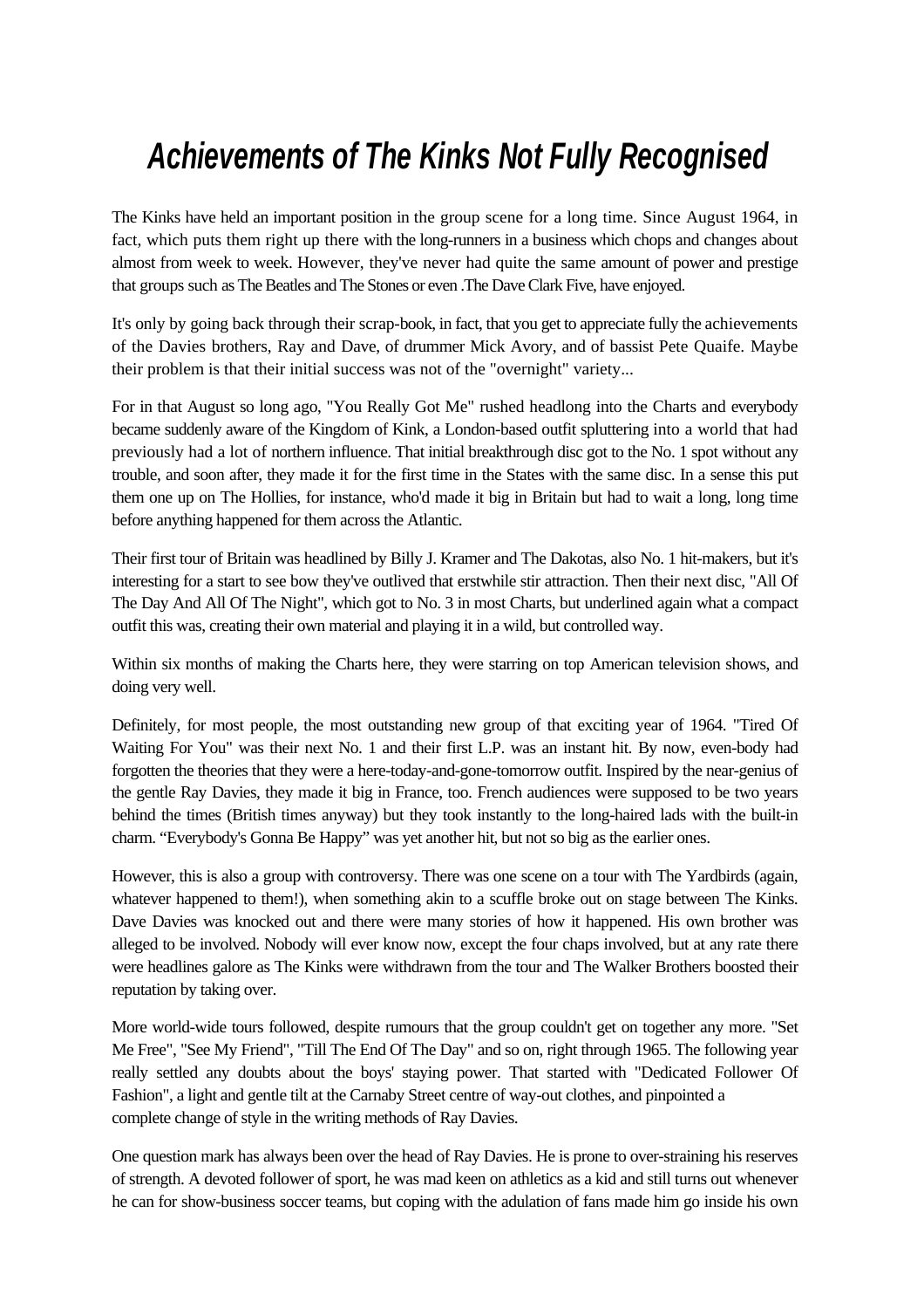# *Achievements of The Kinks Not Fully Recognised*

The Kinks have held an important position in the group scene for a long time. Since August 1964, in fact, which puts them right up there with the long-runners in a business which chops and changes about almost from week to week. However, they've never had quite the same amount of power and prestige that groups such as The Beatles and The Stones or even .The Dave Clark Five, have enjoyed.

It's only by going back through their scrap-book, in fact, that you get to appreciate fully the achievements of the Davies brothers, Ray and Dave, of drummer Mick Avory, and of bassist Pete Quaife. Maybe their problem is that their initial success was not of the "overnight" variety...

For in that August so long ago, "You Really Got Me" rushed headlong into the Charts and everybody became suddenly aware of the Kingdom of Kink, a London-based outfit spluttering into a world that had previously had a lot of northern influence. That initial breakthrough disc got to the No. 1 spot without any trouble, and soon after, they made it for the first time in the States with the same disc. In a sense this put them one up on The Hollies, for instance, who'd made it big in Britain but had to wait a long, long time before anything happened for them across the Atlantic.

Their first tour of Britain was headlined by Billy J. Kramer and The Dakotas, also No. 1 hit-makers, but it's interesting for a start to see bow they've outlived that erstwhile stir attraction. Then their next disc, "All Of The Day And All Of The Night", which got to No. 3 in most Charts, but underlined again what a compact outfit this was, creating their own material and playing it in a wild, but controlled way.

Within six months of making the Charts here, they were starring on top American television shows, and doing very well.

Definitely, for most people, the most outstanding new group of that exciting year of 1964. "Tired Of Waiting For You" was their next No. 1 and their first L.P. was an instant hit. By now, even-body had forgotten the theories that they were a here-today-and-gone-tomorrow outfit. Inspired by the near-genius of the gentle Ray Davies, they made it big in France, too. French audiences were supposed to be two years behind the times (British times anyway) but they took instantly to the long-haired lads with the built-in charm. "Everybody's Gonna Be Happy" was yet another hit, but not so big as the earlier ones.

However, this is also a group with controversy. There was one scene on a tour with The Yardbirds (again, whatever happened to them!), when something akin to a scuffle broke out on stage between The Kinks. Dave Davies was knocked out and there were many stories of how it happened. His own brother was alleged to be involved. Nobody will ever know now, except the four chaps involved, but at any rate there were headlines galore as The Kinks were withdrawn from the tour and The Walker Brothers boosted their reputation by taking over.

More world-wide tours followed, despite rumours that the group couldn't get on together any more. "Set Me Free", "See My Friend", "Till The End Of The Day" and so on, right through 1965. The following year really settled any doubts about the boys' staying power. That started with "Dedicated Follower Of Fashion", a light and gentle tilt at the Carnaby Street centre of way-out clothes, and pinpointed a complete change of style in the writing methods of Ray Davies.

One question mark has always been over the head of Ray Davies. He is prone to over-straining his reserves of strength. A devoted follower of sport, he was mad keen on athletics as a kid and still turns out whenever he can for show-business soccer teams, but coping with the adulation of fans made him go inside his own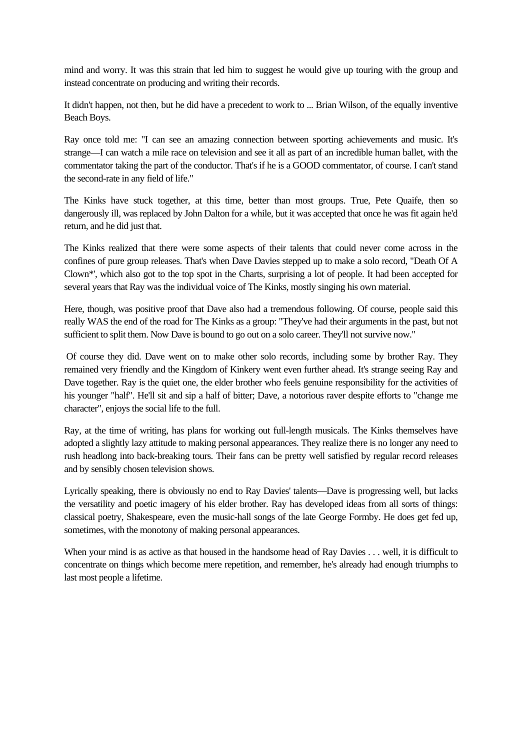mind and worry. It was this strain that led him to suggest he would give up touring with the group and instead concentrate on producing and writing their records.

It didn't happen, not then, but he did have a precedent to work to ... Brian Wilson, of the equally inventive Beach Boys.

Ray once told me: "I can see an amazing connection between sporting achievements and music. It's strange—I can watch a mile race on television and see it all as part of an incredible human ballet, with the commentator taking the part of the conductor. That's if he is a GOOD commentator, of course. I can't stand the second-rate in any field of life."

The Kinks have stuck together, at this time, better than most groups. True, Pete Quaife, then so dangerously ill, was replaced by John Dalton for a while, but it was accepted that once he was fit again he'd return, and he did just that.

The Kinks realized that there were some aspects of their talents that could never come across in the confines of pure group releases. That's when Dave Davies stepped up to make a solo record, "Death Of A Clown*', which also got to the top spot in the Charts, surprising a lot of people. It had been accepted for several years that Ray was the individual voice of The Kinks, mostly singing his own material.

Here, though, was positive proof that Dave also had a tremendous following. Of course, people said this really WAS the end of the road for The Kinks as a group: "They've had their arguments in the past, but not sufficient to split them. Now Dave is bound to go out on a solo career. They'll not survive now."

Of course they did. Dave went on to make other solo records, including some by brother Ray. They remained very friendly and the Kingdom of Kinkery went even further ahead. It's strange seeing Ray and Dave together. Ray is the quiet one, the elder brother who feels genuine responsibility for the activities of his younger "half". He'll sit and sip a half of bitter; Dave, a notorious raver despite efforts to "change me character", enjoys the social life to the full.

Ray, at the time of writing, has plans for working out full-length musicals. The Kinks themselves have adopted a slightly lazy attitude to making personal appearances. They realize there is no longer any need to rush headlong into back-breaking tours. Their fans can be pretty well satisfied by regular record releases and by sensibly chosen television shows.

Lyrically speaking, there is obviously no end to Ray Davies' talents—Dave is progressing well, but lacks the versatility and poetic imagery of his elder brother. Ray has developed ideas from all sorts of things: classical poetry, Shakespeare, even the music-hall songs of the late George Formby. He does get fed up, sometimes, with the monotony of making personal appearances.

When your mind is as active as that housed in the handsome head of Ray Davies . . . well, it is difficult to concentrate on things which become mere repetition, and remember, he's already had enough triumphs to last most people a lifetime.